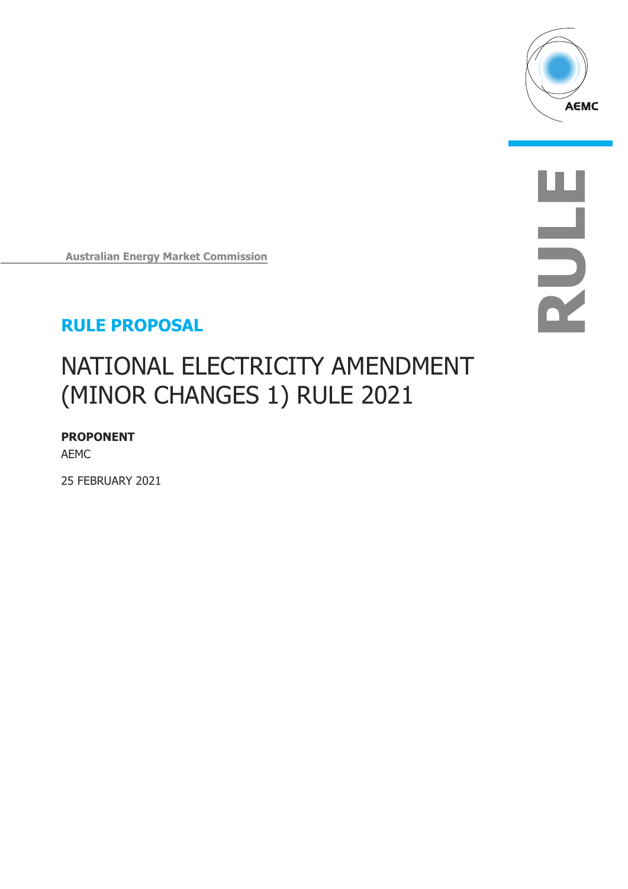Australian Energy Market Commission

## RULE PROPOSAL

# NATIONAL ELECTRICITY AMENDMENT (MINOR CHANGES 1) RULE 2021

**PROPONENT**

AEMC

25 FEBRUARY 2021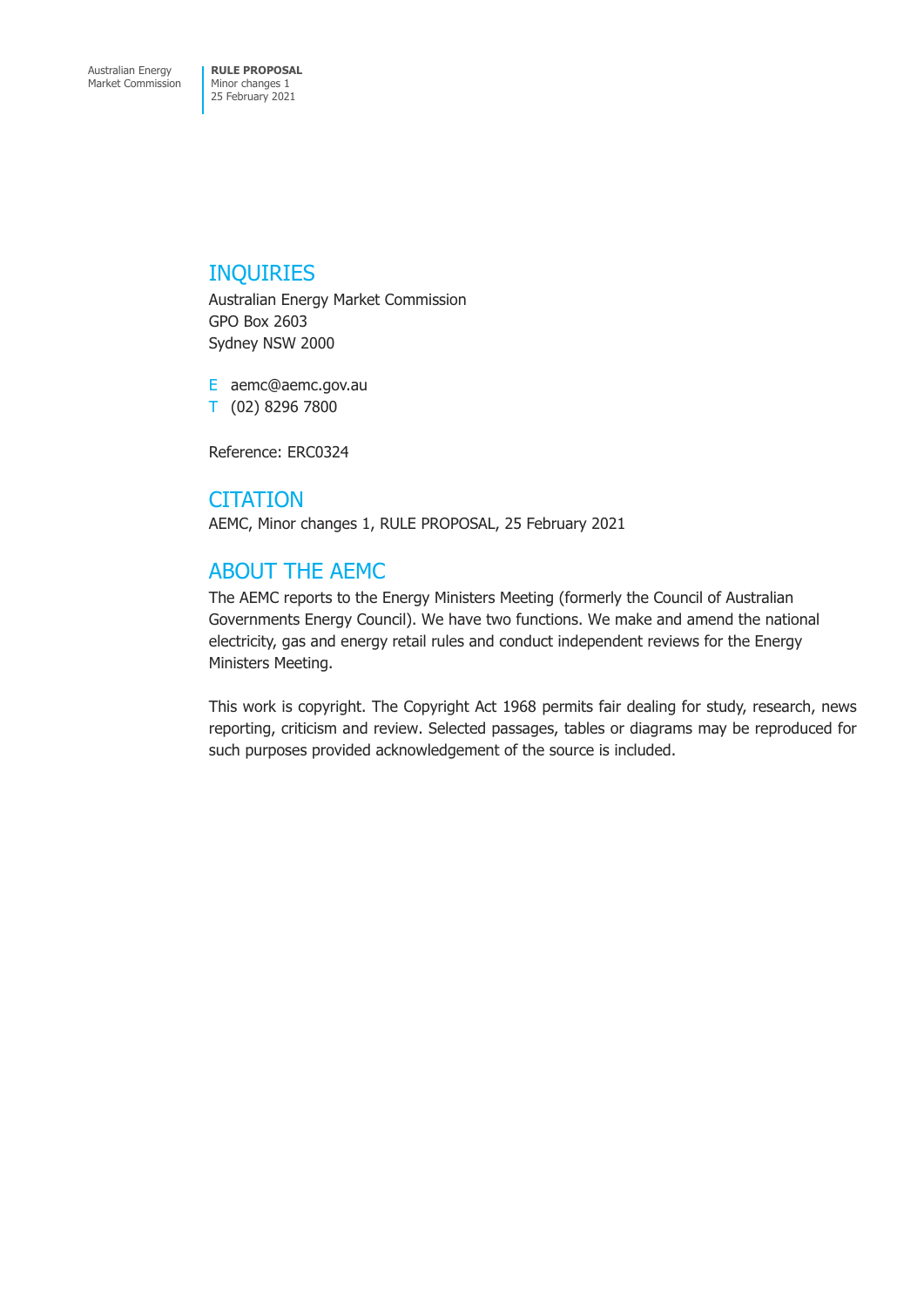## INQUIRIES

Australian Energy Market Commission
GPO Box 2603
Sydney NSW 2000

E aemc@aemc.gov.au
T (02) 8296 7800

Reference: ERC0324

## CITATION

AEMC, Minor changes 1, RULE PROPOSAL, 25 February 2021

## ABOUT THE AEMC

The AEMC reports to the Energy Ministers Meeting (formerly the Council of Australian Governments Energy Council). We have two functions. We make and amend the national electricity, gas and energy retail rules and conduct independent reviews for the Energy Ministers Meeting.

This work is copyright. The Copyright Act 1968 permits fair dealing for study, research, news reporting, criticism and review. Selected passages, tables or diagrams may be reproduced for such purposes provided acknowledgement of the source is included.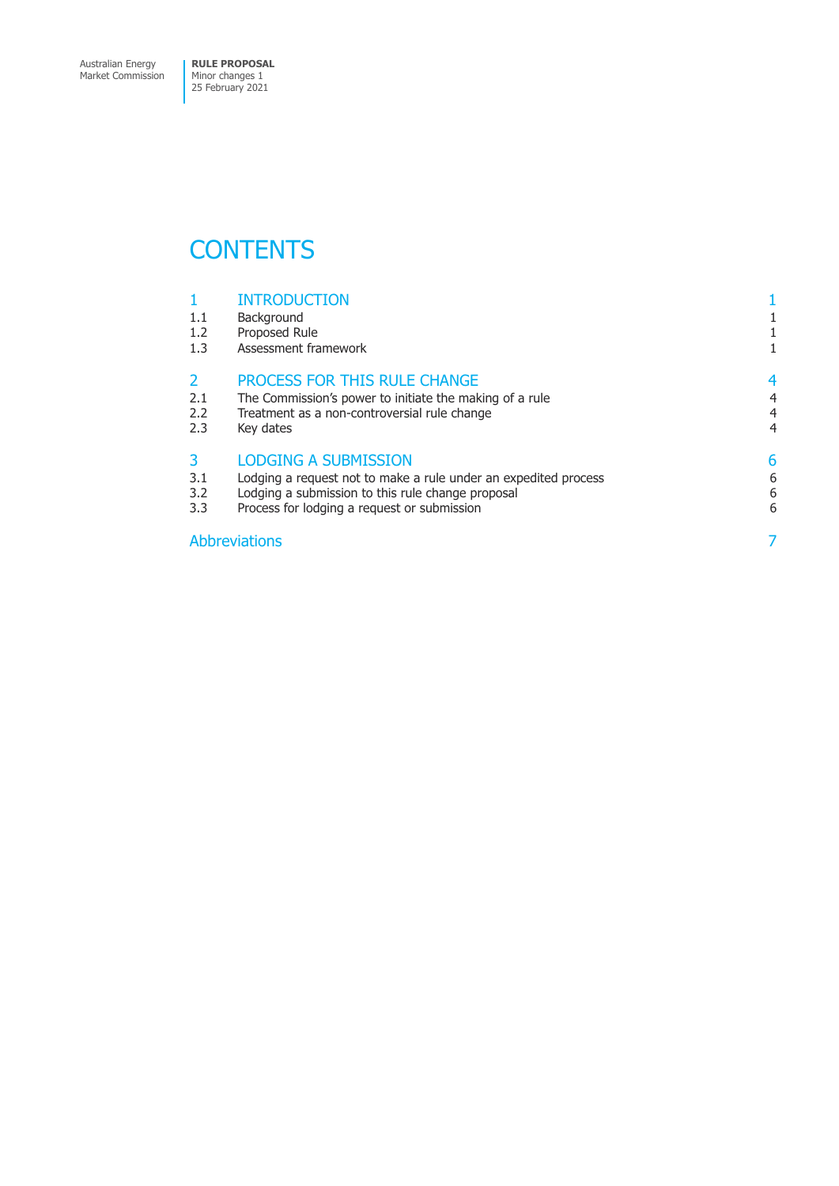# CONTENTS

| | | |
|---|---|---|
| 1 | INTRODUCTION | 1 |
| 1.1 | Background | 1 |
| 1.2 | Proposed Rule | 1 |
| 1.3 | Assessment framework | 1 |
| 2 | PROCESS FOR THIS RULE CHANGE | 4 |
| 2.1 | The Commission's power to initiate the making of a rule | 4 |
| 2.2 | Treatment as a non-controversial rule change | 4 |
| 2.3 | Key dates | 4 |
| 3 | LODGING A SUBMISSION | 6 |
| 3.1 | Lodging a request not to make a rule under an expedited process | 6 |
| 3.2 | Lodging a submission to this rule change proposal | 6 |
| 3.3 | Process for lodging a request or submission | 6 |
| | Abbreviations | 7 |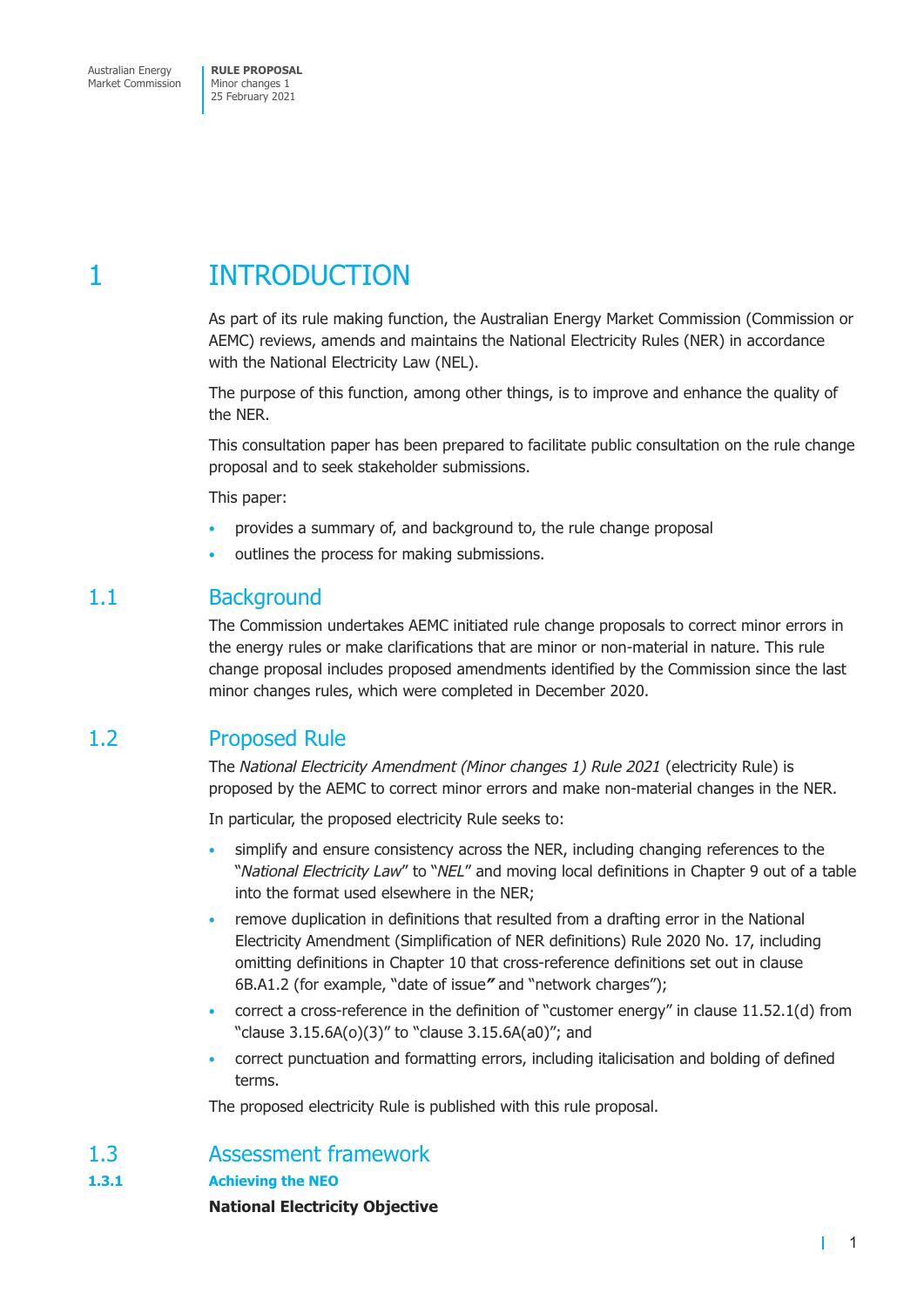# 1 INTRODUCTION

As part of its rule making function, the Australian Energy Market Commission (Commission or AEMC) reviews, amends and maintains the National Electricity Rules (NER) in accordance with the National Electricity Law (NEL).

The purpose of this function, among other things, is to improve and enhance the quality of the NER.

This consultation paper has been prepared to facilitate public consultation on the rule change proposal and to seek stakeholder submissions.

This paper:

- provides a summary of, and background to, the rule change proposal
- outlines the process for making submissions.

## 1.1 Background

The Commission undertakes AEMC initiated rule change proposals to correct minor errors in the energy rules or make clarifications that are minor or non-material in nature. This rule change proposal includes proposed amendments identified by the Commission since the last minor changes rules, which were completed in December 2020.

## 1.2 Proposed Rule

The *National Electricity Amendment (Minor changes 1) Rule 2021* (electricity Rule) is proposed by the AEMC to correct minor errors and make non-material changes in the NER.

In particular, the proposed electricity Rule seeks to:

- simplify and ensure consistency across the NER, including changing references to the "*National Electricity Law*" to "*NEL*" and moving local definitions in Chapter 9 out of a table into the format used elsewhere in the NER;
- remove duplication in definitions that resulted from a drafting error in the National Electricity Amendment (Simplification of NER definitions) Rule 2020 No. 17, including omitting definitions in Chapter 10 that cross-reference definitions set out in clause 6B.A1.2 (for example, "date of issue" and "network charges");
- correct a cross-reference in the definition of "customer energy" in clause 11.52.1(d) from "clause 3.15.6A(o)(3)" to "clause 3.15.6A(a0)"; and
- correct punctuation and formatting errors, including italicisation and bolding of defined terms.

The proposed electricity Rule is published with this rule proposal.

## 1.3 Assessment framework

### 1.3.1 Achieving the NEO

**National Electricity Objective**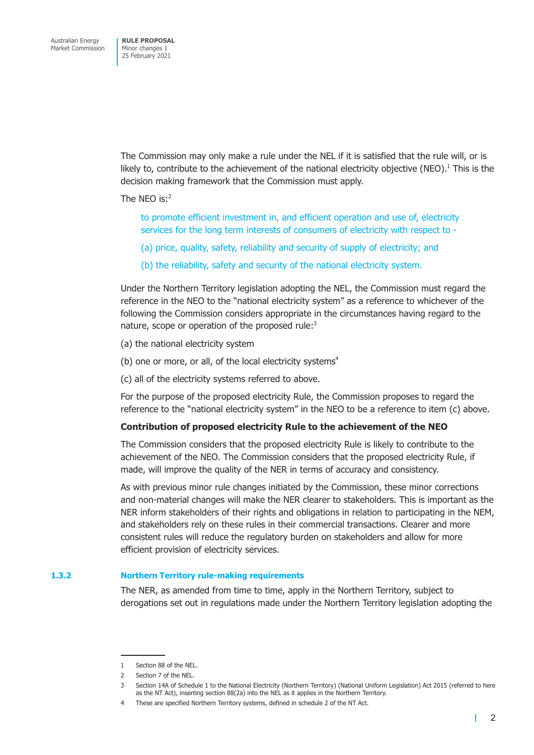The Commission may only make a rule under the NEL if it is satisfied that the rule will, or is likely to, contribute to the achievement of the national electricity objective (NEO).[1] This is the decision making framework that the Commission must apply.

The NEO is:[2]

> to promote efficient investment in, and efficient operation and use of, electricity services for the long term interests of consumers of electricity with respect to -
>
> (a) price, quality, safety, reliability and security of supply of electricity; and
>
> (b) the reliability, safety and security of the national electricity system.

Under the Northern Territory legislation adopting the NEL, the Commission must regard the reference in the NEO to the "national electricity system" as a reference to whichever of the following the Commission considers appropriate in the circumstances having regard to the nature, scope or operation of the proposed rule:[3]

(a) the national electricity system

(b) one or more, or all, of the local electricity systems[4]

(c) all of the electricity systems referred to above.

For the purpose of the proposed electricity Rule, the Commission proposes to regard the reference to the "national electricity system" in the NEO to be a reference to item (c) above.

**Contribution of proposed electricity Rule to the achievement of the NEO**

The Commission considers that the proposed electricity Rule is likely to contribute to the achievement of the NEO. The Commission considers that the proposed electricity Rule, if made, will improve the quality of the NER in terms of accuracy and consistency.

As with previous minor rule changes initiated by the Commission, these minor corrections and non-material changes will make the NER clearer to stakeholders. This is important as the NER inform stakeholders of their rights and obligations in relation to participating in the NEM, and stakeholders rely on these rules in their commercial transactions. Clearer and more consistent rules will reduce the regulatory burden on stakeholders and allow for more efficient provision of electricity services.

### 1.3.2 Northern Territory rule-making requirements

The NER, as amended from time to time, apply in the Northern Territory, subject to derogations set out in regulations made under the Northern Territory legislation adopting the

---

1 Section 88 of the NEL.

2 Section 7 of the NEL.

3 Section 14A of Schedule 1 to the National Electricity (Northern Territory) (National Uniform Legislation) Act 2015 (referred to here as the NT Act), inserting section 88(2a) into the NEL as it applies in the Northern Territory.

4 These are specified Northern Territory systems, defined in schedule 2 of the NT Act.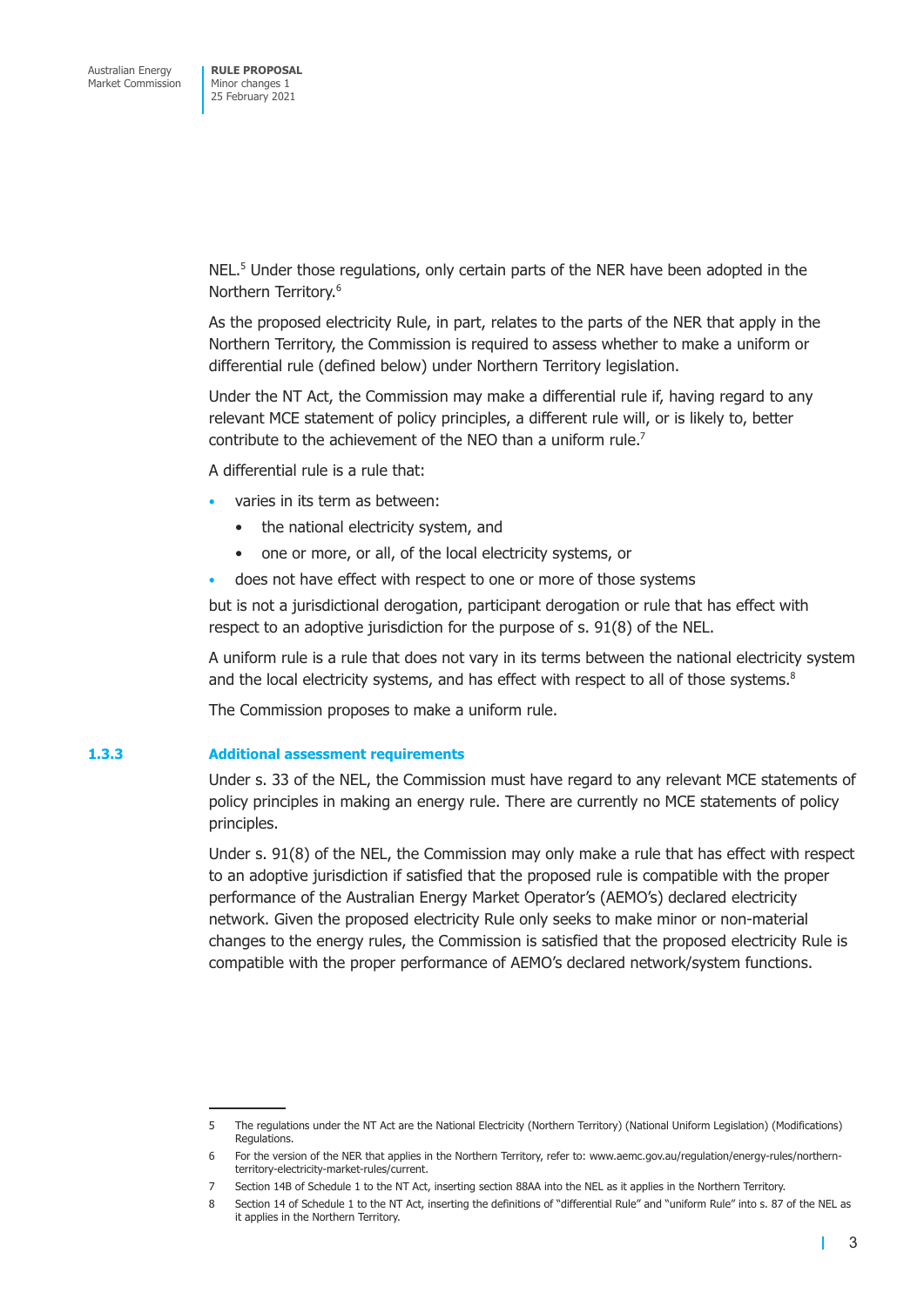NEL.[5] Under those regulations, only certain parts of the NER have been adopted in the Northern Territory.[6]

As the proposed electricity Rule, in part, relates to the parts of the NER that apply in the Northern Territory, the Commission is required to assess whether to make a uniform or differential rule (defined below) under Northern Territory legislation.

Under the NT Act, the Commission may make a differential rule if, having regard to any relevant MCE statement of policy principles, a different rule will, or is likely to, better contribute to the achievement of the NEO than a uniform rule.[7]

A differential rule is a rule that:

- varies in its term as between:
  - the national electricity system, and
  - one or more, or all, of the local electricity systems, or
- does not have effect with respect to one or more of those systems

but is not a jurisdictional derogation, participant derogation or rule that has effect with respect to an adoptive jurisdiction for the purpose of s. 91(8) of the NEL.

A uniform rule is a rule that does not vary in its terms between the national electricity system and the local electricity systems, and has effect with respect to all of those systems.[8]

The Commission proposes to make a uniform rule.

### 1.3.3 Additional assessment requirements

Under s. 33 of the NEL, the Commission must have regard to any relevant MCE statements of policy principles in making an energy rule. There are currently no MCE statements of policy principles.

Under s. 91(8) of the NEL, the Commission may only make a rule that has effect with respect to an adoptive jurisdiction if satisfied that the proposed rule is compatible with the proper performance of the Australian Energy Market Operator's (AEMO's) declared electricity network. Given the proposed electricity Rule only seeks to make minor or non-material changes to the energy rules, the Commission is satisfied that the proposed electricity Rule is compatible with the proper performance of AEMO's declared network/system functions.

---

5 The regulations under the NT Act are the National Electricity (Northern Territory) (National Uniform Legislation) (Modifications) Regulations.

6 For the version of the NER that applies in the Northern Territory, refer to: www.aemc.gov.au/regulation/energy-rules/northern-territory-electricity-market-rules/current.

7 Section 14B of Schedule 1 to the NT Act, inserting section 88AA into the NEL as it applies in the Northern Territory.

8 Section 14 of Schedule 1 to the NT Act, inserting the definitions of "differential Rule" and "uniform Rule" into s. 87 of the NEL as it applies in the Northern Territory.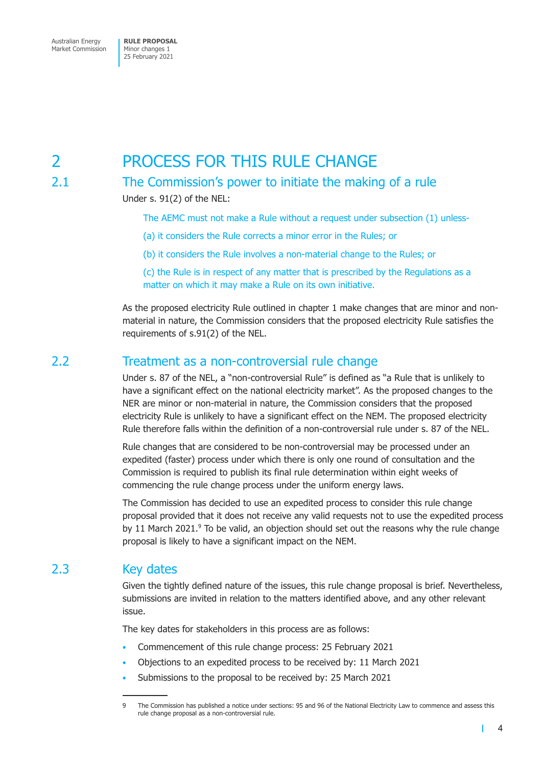# 2 PROCESS FOR THIS RULE CHANGE

## 2.1 The Commission's power to initiate the making of a rule

Under s. 91(2) of the NEL:

> The AEMC must not make a Rule without a request under subsection (1) unless-
>
> (a) it considers the Rule corrects a minor error in the Rules; or
>
> (b) it considers the Rule involves a non-material change to the Rules; or
>
> (c) the Rule is in respect of any matter that is prescribed by the Regulations as a matter on which it may make a Rule on its own initiative.

As the proposed electricity Rule outlined in chapter 1 make changes that are minor and non-material in nature, the Commission considers that the proposed electricity Rule satisfies the requirements of s.91(2) of the NEL.

## 2.2 Treatment as a non-controversial rule change

Under s. 87 of the NEL, a "non-controversial Rule" is defined as "a Rule that is unlikely to have a significant effect on the national electricity market". As the proposed changes to the NER are minor or non-material in nature, the Commission considers that the proposed electricity Rule is unlikely to have a significant effect on the NEM. The proposed electricity Rule therefore falls within the definition of a non-controversial rule under s. 87 of the NEL.

Rule changes that are considered to be non-controversial may be processed under an expedited (faster) process under which there is only one round of consultation and the Commission is required to publish its final rule determination within eight weeks of commencing the rule change process under the uniform energy laws.

The Commission has decided to use an expedited process to consider this rule change proposal provided that it does not receive any valid requests not to use the expedited process by 11 March 2021.[9] To be valid, an objection should set out the reasons why the rule change proposal is likely to have a significant impact on the NEM.

## 2.3 Key dates

Given the tightly defined nature of the issues, this rule change proposal is brief. Nevertheless, submissions are invited in relation to the matters identified above, and any other relevant issue.

The key dates for stakeholders in this process are as follows:

- Commencement of this rule change process: 25 February 2021
- Objections to an expedited process to be received by: 11 March 2021
- Submissions to the proposal to be received by: 25 March 2021

---

9 The Commission has published a notice under sections: 95 and 96 of the National Electricity Law to commence and assess this rule change proposal as a non-controversial rule.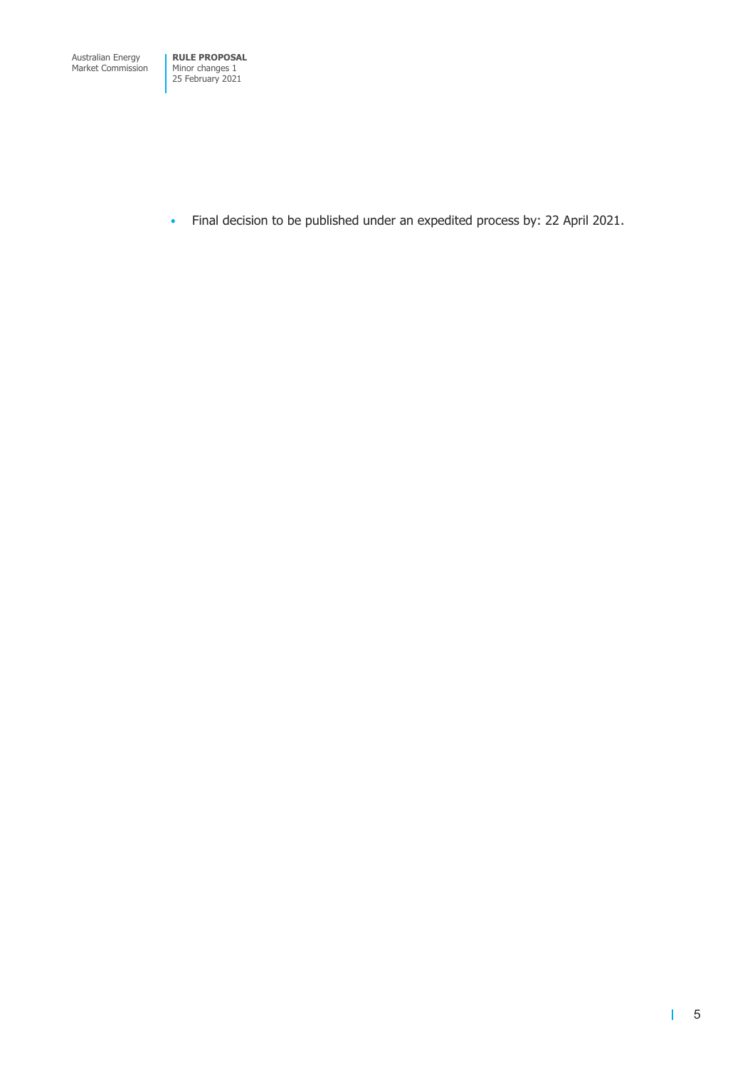- Final decision to be published under an expedited process by: 22 April 2021.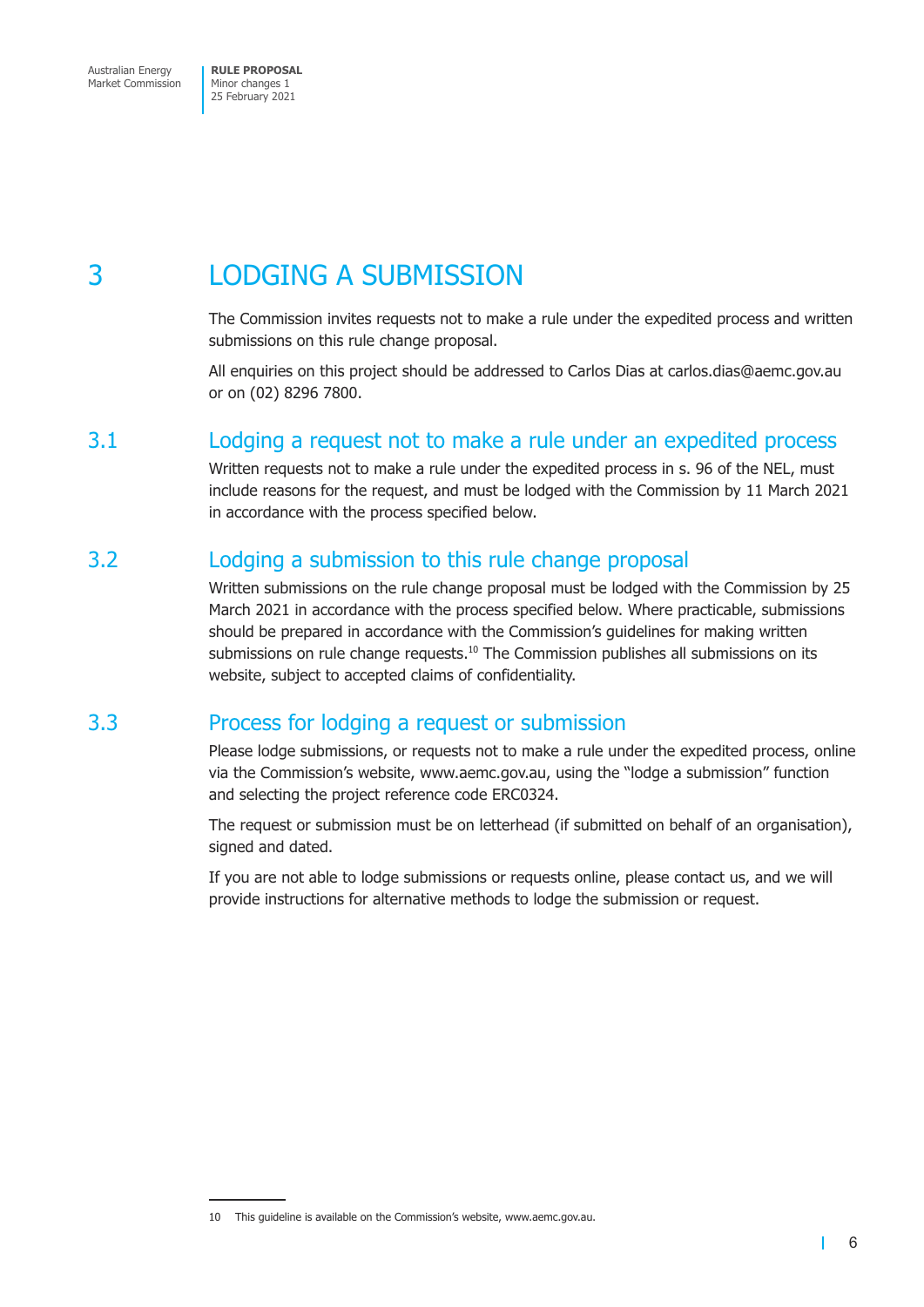# 3 LODGING A SUBMISSION

The Commission invites requests not to make a rule under the expedited process and written submissions on this rule change proposal.

All enquiries on this project should be addressed to Carlos Dias at carlos.dias@aemc.gov.au or on (02) 8296 7800.

## 3.1 Lodging a request not to make a rule under an expedited process

Written requests not to make a rule under the expedited process in s. 96 of the NEL, must include reasons for the request, and must be lodged with the Commission by 11 March 2021 in accordance with the process specified below.

## 3.2 Lodging a submission to this rule change proposal

Written submissions on the rule change proposal must be lodged with the Commission by 25 March 2021 in accordance with the process specified below. Where practicable, submissions should be prepared in accordance with the Commission's guidelines for making written submissions on rule change requests.[10] The Commission publishes all submissions on its website, subject to accepted claims of confidentiality.

## 3.3 Process for lodging a request or submission

Please lodge submissions, or requests not to make a rule under the expedited process, online via the Commission's website, www.aemc.gov.au, using the "lodge a submission" function and selecting the project reference code ERC0324.

The request or submission must be on letterhead (if submitted on behalf of an organisation), signed and dated.

If you are not able to lodge submissions or requests online, please contact us, and we will provide instructions for alternative methods to lodge the submission or request.

---

10 This guideline is available on the Commission's website, www.aemc.gov.au.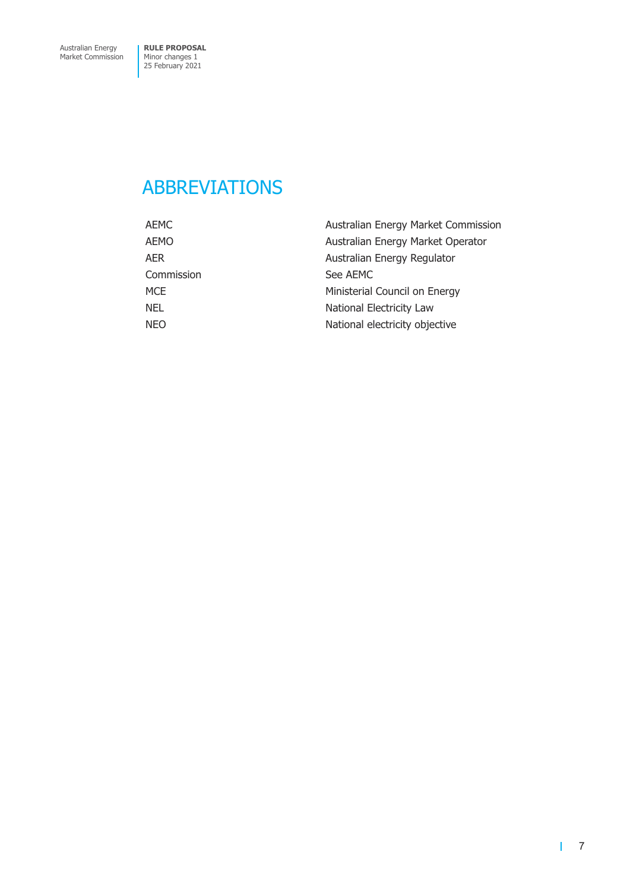# ABBREVIATIONS

| | |
|---|---|
| AEMC | Australian Energy Market Commission |
| AEMO | Australian Energy Market Operator |
| AER | Australian Energy Regulator |
| Commission | See AEMC |
| MCE | Ministerial Council on Energy |
| NEL | National Electricity Law |
| NEO | National electricity objective |